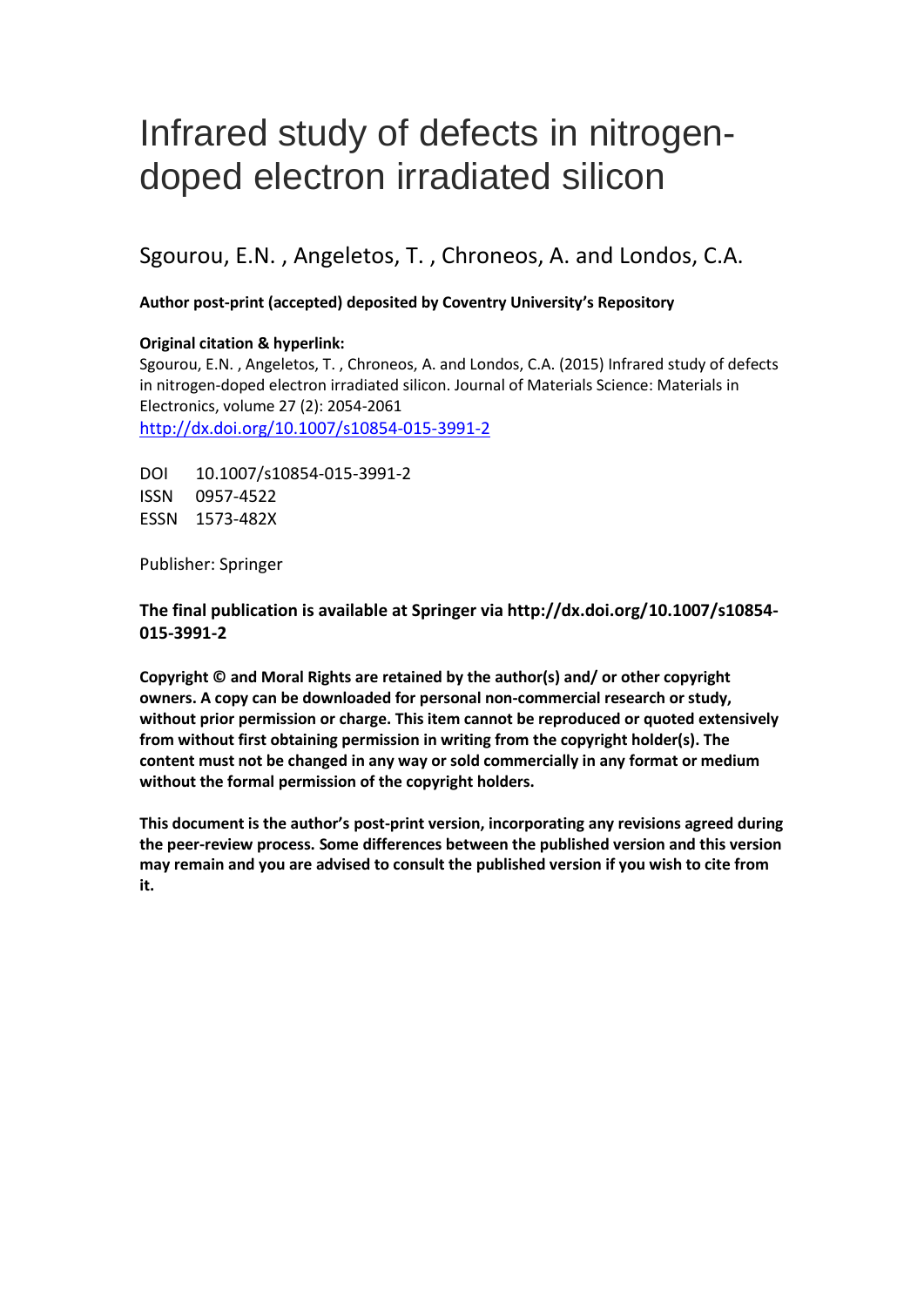# Infrared study of defects in nitrogen-doped electron irradiated silicon

Sgourou, E.N. , Angeletos, T. , Chroneos, A. and Londos, C.A.

**Author post-print (accepted) deposited by Coventry University's Repository**

**Original citation & hyperlink:**

Sgourou, E.N. , Angeletos, T. , Chroneos, A. and Londos, C.A. (2015) Infrared study of defects in nitrogen-doped electron irradiated silicon. Journal of Materials Science: Materials in Electronics, volume 27 (2): 2054-2061

http://dx.doi.org/10.1007/s10854-015-3991-2

DOI 10.1007/s10854-015-3991-2

ISSN 0957-4522

ESSN 1573-482X

Publisher: Springer

**The final publication is available at Springer via http://dx.doi.org/10.1007/s10854-015-3991-2**

**Copyright © and Moral Rights are retained by the author(s) and/ or other copyright owners. A copy can be downloaded for personal non-commercial research or study, without prior permission or charge. This item cannot be reproduced or quoted extensively from without first obtaining permission in writing from the copyright holder(s). The content must not be changed in any way or sold commercially in any format or medium without the formal permission of the copyright holders.**

**This document is the author's post-print version, incorporating any revisions agreed during the peer-review process. Some differences between the published version and this version may remain and you are advised to consult the published version if you wish to cite from it.**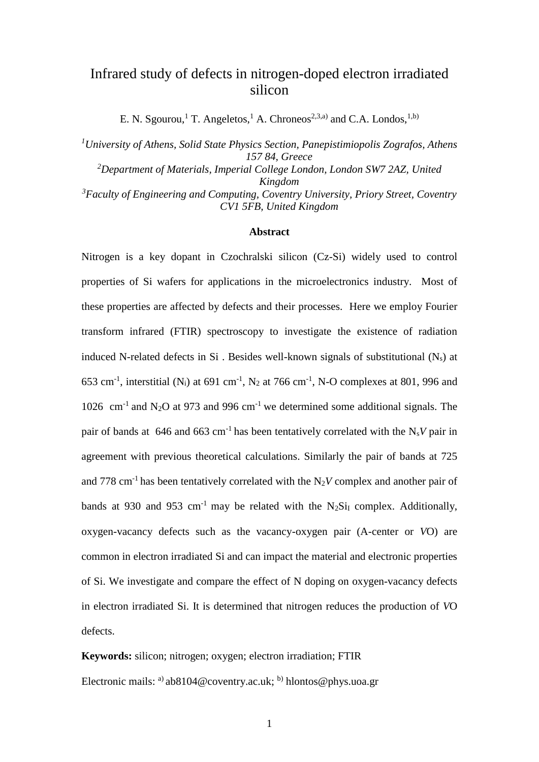# Infrared study of defects in nitrogen-doped electron irradiated silicon

E. N. Sgourou,[1] T. Angeletos,[1] A. Chroneos[2,3,a)] and C.A. Londos,[1,b)]

*[1]University of Athens, Solid State Physics Section, Panepistimiopolis Zografos, Athens 157 84, Greece*
*[2]Department of Materials, Imperial College London, London SW7 2AZ, United Kingdom*
*[3]Faculty of Engineering and Computing, Coventry University, Priory Street, Coventry CV1 5FB, United Kingdom*

**Abstract**

Nitrogen is a key dopant in Czochralski silicon (Cz-Si) widely used to control properties of Si wafers for applications in the microelectronics industry. Most of these properties are affected by defects and their processes. Here we employ Fourier transform infrared (FTIR) spectroscopy to investigate the existence of radiation induced N-related defects in Si . Besides well-known signals of substitutional ($N_s$) at 653 $cm^{-1}$, interstitial ($N_i$) at 691 $cm^{-1}$, $N_2$ at 766 $cm^{-1}$, N-O complexes at 801, 996 and 1026 $cm^{-1}$ and $N_2O$ at 973 and 996 $cm^{-1}$ we determined some additional signals. The pair of bands at 646 and 663 $cm^{-1}$ has been tentatively correlated with the $N_sV$ pair in agreement with previous theoretical calculations. Similarly the pair of bands at 725 and 778 $cm^{-1}$ has been tentatively correlated with the $N_2V$ complex and another pair of bands at 930 and 953 $cm^{-1}$ may be related with the $N_2Si_I$ complex. Additionally, oxygen-vacancy defects such as the vacancy-oxygen pair (A-center or *V*O) are common in electron irradiated Si and can impact the material and electronic properties of Si. We investigate and compare the effect of N doping on oxygen-vacancy defects in electron irradiated Si. It is determined that nitrogen reduces the production of *V*O defects.

**Keywords:** silicon; nitrogen; oxygen; electron irradiation; FTIR

Electronic mails: [a)] ab8104@coventry.ac.uk; [b)] hlontos@phys.uoa.gr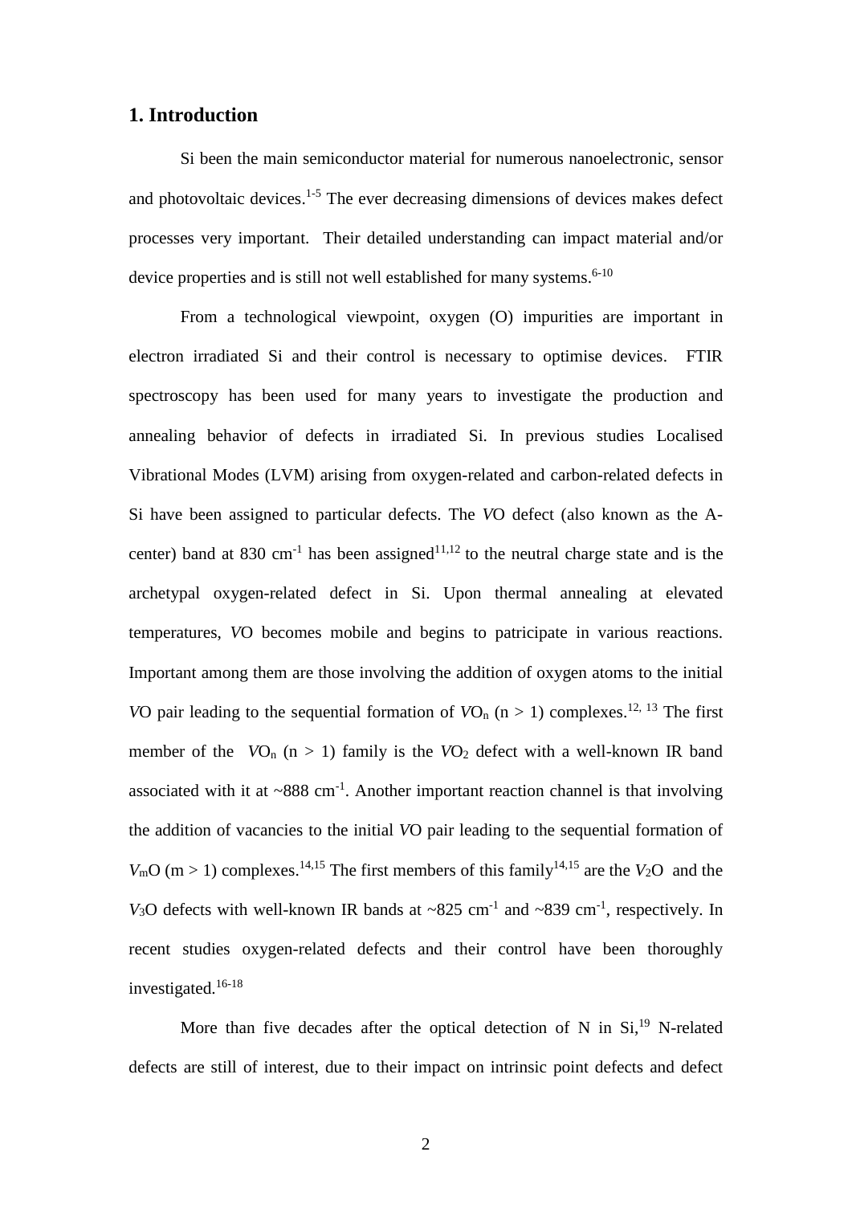## 1. Introduction

Si been the main semiconductor material for numerous nanoelectronic, sensor and photovoltaic devices.[1-5] The ever decreasing dimensions of devices makes defect processes very important. Their detailed understanding can impact material and/or device properties and is still not well established for many systems.[6-10]

From a technological viewpoint, oxygen (O) impurities are important in electron irradiated Si and their control is necessary to optimise devices. FTIR spectroscopy has been used for many years to investigate the production and annealing behavior of defects in irradiated Si. In previous studies Localised Vibrational Modes (LVM) arising from oxygen-related and carbon-related defects in Si have been assigned to particular defects. The *V*O defect (also known as the A-center) band at 830 cm$^{-1}$ has been assigned[11,12] to the neutral charge state and is the archetypal oxygen-related defect in Si. Upon thermal annealing at elevated temperatures, *V*O becomes mobile and begins to patricipate in various reactions. Important among them are those involving the addition of oxygen atoms to the initial *V*O pair leading to the sequential formation of $VO_n$ (n > 1) complexes.[12, 13] The first member of the $VO_n$ (n > 1) family is the $VO_2$ defect with a well-known IR band associated with it at ~888 cm$^{-1}$. Another important reaction channel is that involving the addition of vacancies to the initial *V*O pair leading to the sequential formation of $V_mO$ (m > 1) complexes.[14,15] The first members of this family[14,15] are the $V_2O$ and the $V_3O$ defects with well-known IR bands at ~825 cm$^{-1}$ and ~839 cm$^{-1}$, respectively. In recent studies oxygen-related defects and their control have been thoroughly investigated.[16-18]

More than five decades after the optical detection of N in Si,[19] N-related defects are still of interest, due to their impact on intrinsic point defects and defect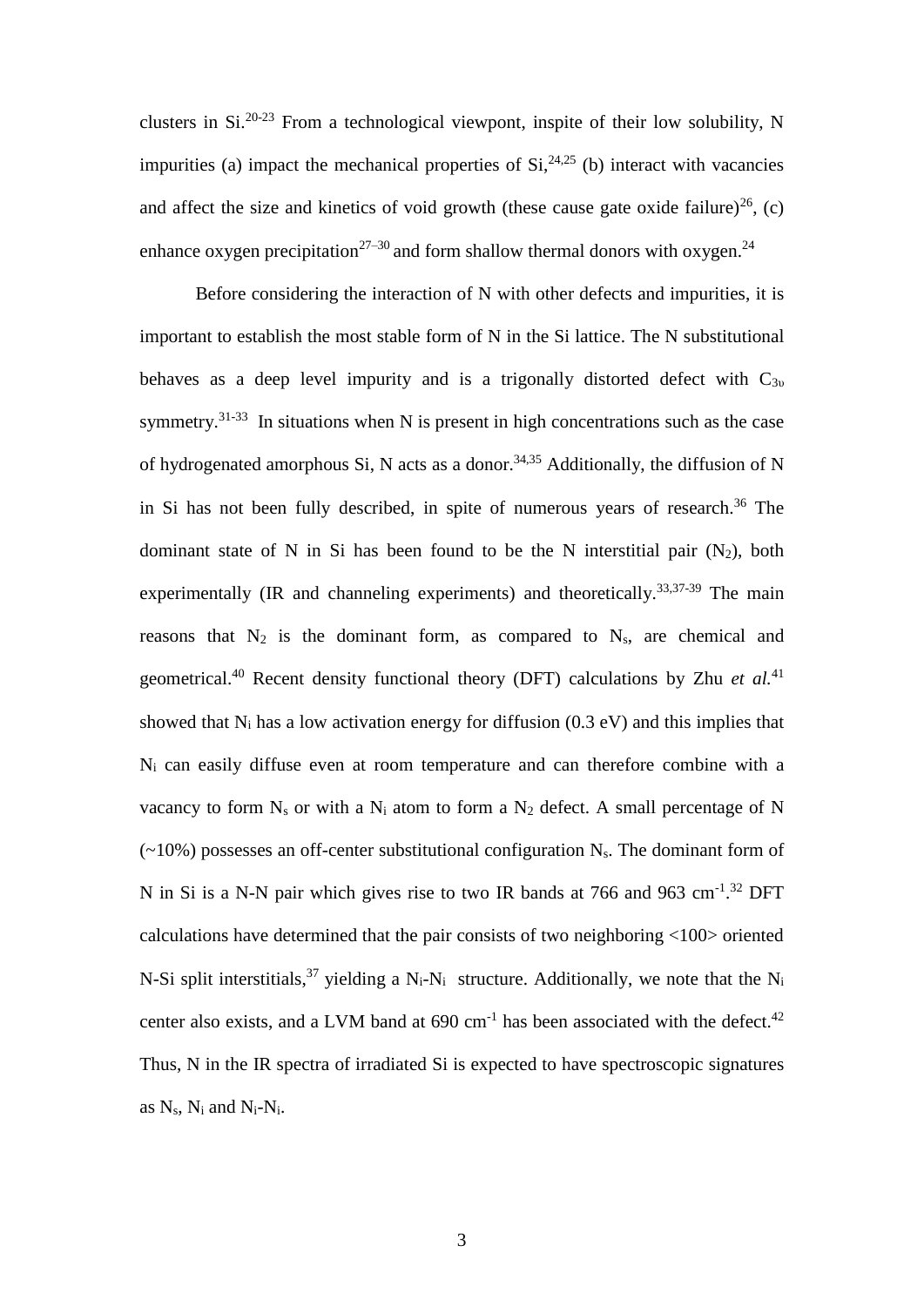clusters in Si.[20-23] From a technological viewpont, inspite of their low solubility, N impurities (a) impact the mechanical properties of Si,[24,25] (b) interact with vacancies and affect the size and kinetics of void growth (these cause gate oxide failure)[26], (c) enhance oxygen precipitation[27–30] and form shallow thermal donors with oxygen.[24]

Before considering the interaction of N with other defects and impurities, it is important to establish the most stable form of N in the Si lattice. The N substitutional behaves as a deep level impurity and is a trigonally distorted defect with $C_{3\upsilon}$ symmetry.[31-33] In situations when N is present in high concentrations such as the case of hydrogenated amorphous Si, N acts as a donor.[34,35] Additionally, the diffusion of N in Si has not been fully described, in spite of numerous years of research.[36] The dominant state of N in Si has been found to be the N interstitial pair ($N_2$), both experimentally (IR and channeling experiments) and theoretically.[33,37-39] The main reasons that $N_2$ is the dominant form, as compared to $N_s$, are chemical and geometrical.[40] Recent density functional theory (DFT) calculations by Zhu *et al.*[41] showed that $N_i$ has a low activation energy for diffusion (0.3 eV) and this implies that $N_i$ can easily diffuse even at room temperature and can therefore combine with a vacancy to form $N_s$ or with a $N_i$ atom to form a $N_2$ defect. A small percentage of N (~10%) possesses an off-center substitutional configuration $N_s$. The dominant form of N in Si is a N-N pair which gives rise to two IR bands at 766 and 963 $cm^{-1}$.[32] DFT calculations have determined that the pair consists of two neighboring <100> oriented N-Si split interstitials,[37] yielding a $N_i$-$N_i$ structure. Additionally, we note that the $N_i$ center also exists, and a LVM band at 690 $cm^{-1}$ has been associated with the defect.[42] Thus, N in the IR spectra of irradiated Si is expected to have spectroscopic signatures as $N_s$, $N_i$ and $N_i$-$N_i$.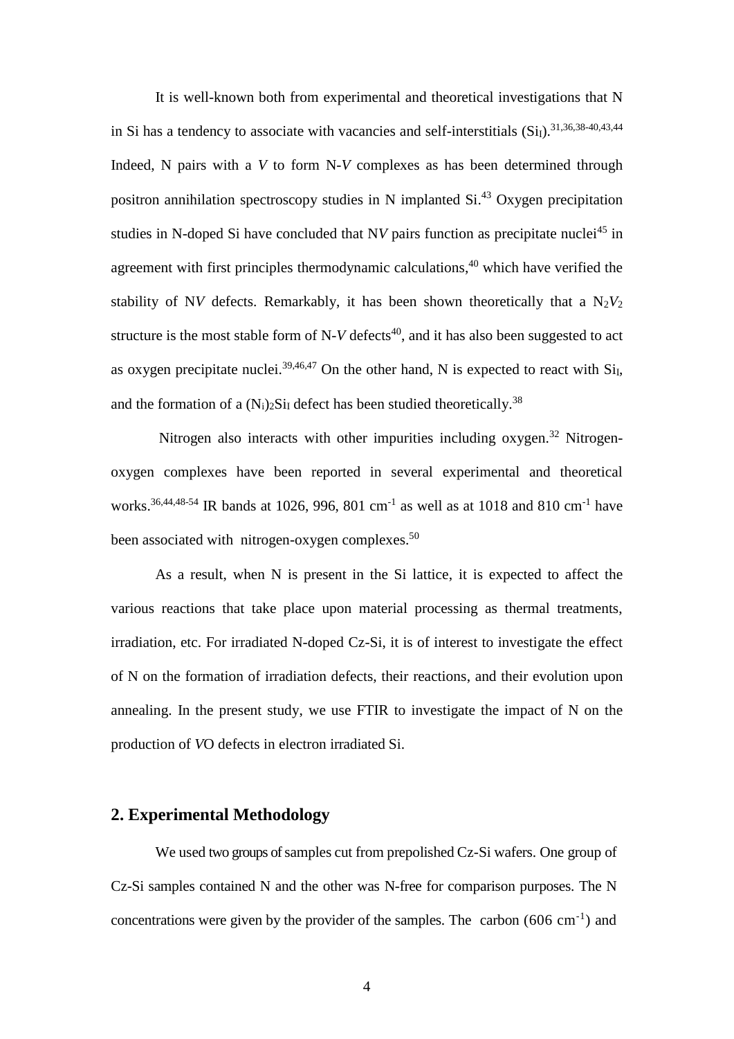It is well-known both from experimental and theoretical investigations that N in Si has a tendency to associate with vacancies and self-interstitials ($Si_I$).[31,36,38-40,43,44] Indeed, N pairs with a *V* to form N-*V* complexes as has been determined through positron annihilation spectroscopy studies in N implanted Si.[43] Oxygen precipitation studies in N-doped Si have concluded that N*V* pairs function as precipitate nuclei[45] in agreement with first principles thermodynamic calculations,[40] which have verified the stability of N*V* defects. Remarkably, it has been shown theoretically that a $N_2V_2$ structure is the most stable form of N-*V* defects[40], and it has also been suggested to act as oxygen precipitate nuclei.[39,46,47] On the other hand, N is expected to react with $Si_I$, and the formation of a $(N_i)_2Si_I$ defect has been studied theoretically.[38]

Nitrogen also interacts with other impurities including oxygen.[32] Nitrogen-oxygen complexes have been reported in several experimental and theoretical works.[36,44,48-54] IR bands at 1026, 996, 801 $cm^{-1}$ as well as at 1018 and 810 $cm^{-1}$ have been associated with nitrogen-oxygen complexes.[50]

As a result, when N is present in the Si lattice, it is expected to affect the various reactions that take place upon material processing as thermal treatments, irradiation, etc. For irradiated N-doped Cz-Si, it is of interest to investigate the effect of N on the formation of irradiation defects, their reactions, and their evolution upon annealing. In the present study, we use FTIR to investigate the impact of N on the production of *V*O defects in electron irradiated Si.

## 2. Experimental Methodology

We used two groups of samples cut from prepolished Cz-Si wafers. One group of Cz-Si samples contained N and the other was N-free for comparison purposes. The N concentrations were given by the provider of the samples. The carbon (606 $cm^{-1}$) and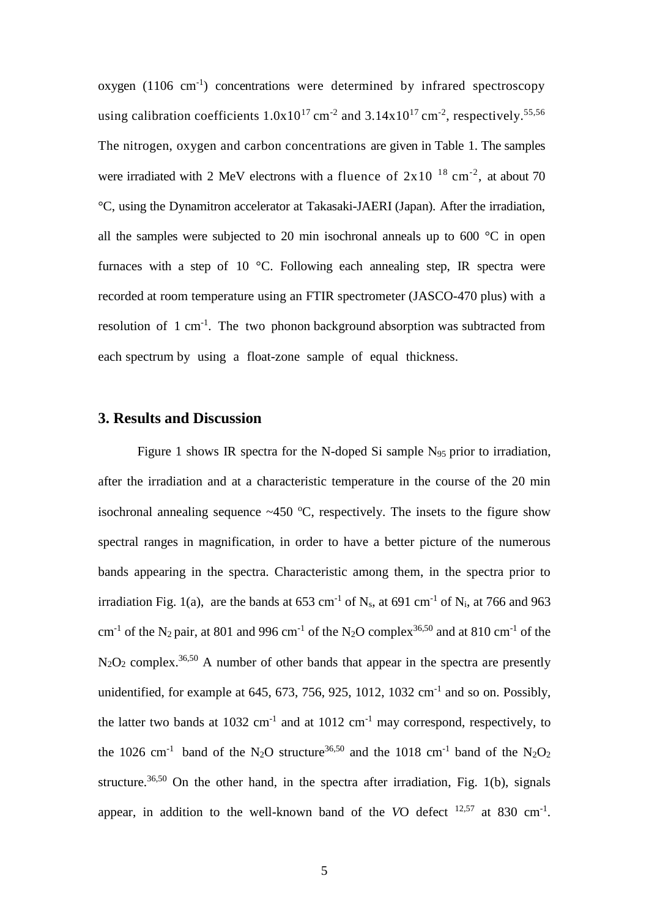oxygen (1106 $cm^{-1}$) concentrations were determined by infrared spectroscopy using calibration coefficients $1.0x10^{17}$ $cm^{-2}$ and $3.14x10^{17}$ $cm^{-2}$, respectively.[55,56] The nitrogen, oxygen and carbon concentrations are given in Table 1. The samples were irradiated with 2 MeV electrons with a fluence of $2x10^{18}$ $cm^{-2}$, at about 70 °C, using the Dynamitron accelerator at Takasaki-JAERI (Japan). After the irradiation, all the samples were subjected to 20 min isochronal anneals up to 600 °C in open furnaces with a step of 10 °C. Following each annealing step, IR spectra were recorded at room temperature using an FTIR spectrometer (JASCO-470 plus) with a resolution of 1 $cm^{-1}$. The two phonon background absorption was subtracted from each spectrum by using a float-zone sample of equal thickness.

## 3. Results and Discussion

Figure 1 shows IR spectra for the N-doped Si sample $N_{95}$ prior to irradiation, after the irradiation and at a characteristic temperature in the course of the 20 min isochronal annealing sequence ~450 °C, respectively. The insets to the figure show spectral ranges in magnification, in order to have a better picture of the numerous bands appearing in the spectra. Characteristic among them, in the spectra prior to irradiation Fig. 1(a), are the bands at 653 $cm^{-1}$ of $N_s$, at 691 $cm^{-1}$ of $N_i$, at 766 and 963 $cm^{-1}$ of the $N_2$ pair, at 801 and 996 $cm^{-1}$ of the $N_2O$ complex[36,50] and at 810 $cm^{-1}$ of the $N_2O_2$ complex.[36,50] A number of other bands that appear in the spectra are presently unidentified, for example at 645, 673, 756, 925, 1012, 1032 $cm^{-1}$ and so on. Possibly, the latter two bands at 1032 $cm^{-1}$ and at 1012 $cm^{-1}$ may correspond, respectively, to the 1026 $cm^{-1}$ band of the $N_2O$ structure[36,50] and the 1018 $cm^{-1}$ band of the $N_2O_2$ structure.[36,50] On the other hand, in the spectra after irradiation, Fig. 1(b), signals appear, in addition to the well-known band of the *V*O defect [12,57] at 830 $cm^{-1}$.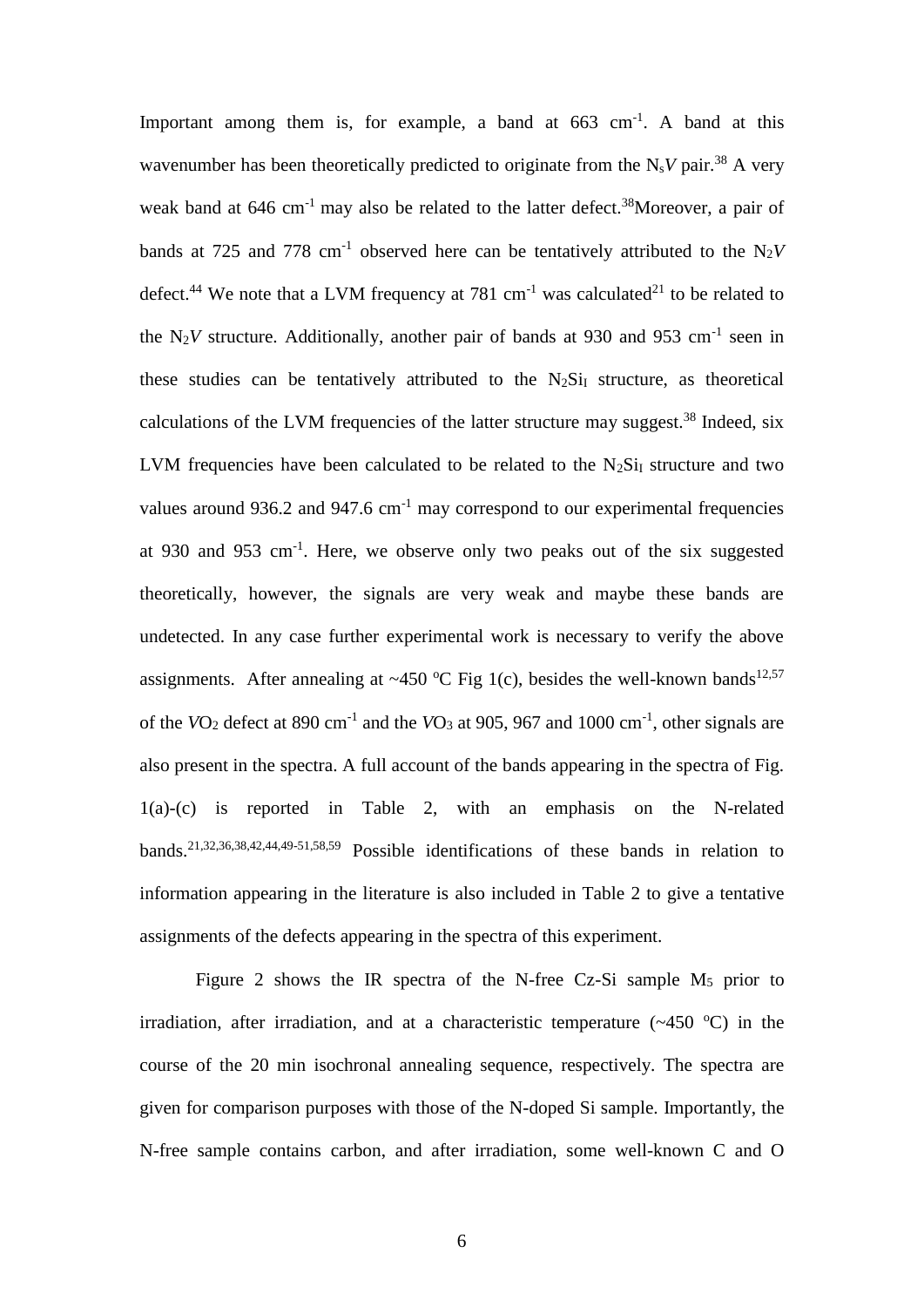Important among them is, for example, a band at 663 $cm^{-1}$. A band at this wavenumber has been theoretically predicted to originate from the $N_sV$ pair.[38] A very weak band at 646 $cm^{-1}$ may also be related to the latter defect.[38]Moreover, a pair of bands at 725 and 778 $cm^{-1}$ observed here can be tentatively attributed to the $N_2V$ defect.[44] We note that a LVM frequency at 781 $cm^{-1}$ was calculated[21] to be related to the $N_2V$ structure. Additionally, another pair of bands at 930 and 953 $cm^{-1}$ seen in these studies can be tentatively attributed to the $N_2Si_I$ structure, as theoretical calculations of the LVM frequencies of the latter structure may suggest.[38] Indeed, six LVM frequencies have been calculated to be related to the $N_2Si_I$ structure and two values around 936.2 and 947.6 $cm^{-1}$ may correspond to our experimental frequencies at 930 and 953 $cm^{-1}$. Here, we observe only two peaks out of the six suggested theoretically, however, the signals are very weak and maybe these bands are undetected. In any case further experimental work is necessary to verify the above assignments. After annealing at ~450 $^oC$ Fig 1(c), besides the well-known bands[12,57] of the $VO_2$ defect at 890 $cm^{-1}$ and the $VO_3$ at 905, 967 and 1000 $cm^{-1}$, other signals are also present in the spectra. A full account of the bands appearing in the spectra of Fig. 1(a)-(c) is reported in Table 2, with an emphasis on the N-related bands.[21,32,36,38,42,44,49-51,58,59] Possible identifications of these bands in relation to information appearing in the literature is also included in Table 2 to give a tentative assignments of the defects appearing in the spectra of this experiment.

Figure 2 shows the IR spectra of the N-free Cz-Si sample $M_5$ prior to irradiation, after irradiation, and at a characteristic temperature (~450 $^oC$) in the course of the 20 min isochronal annealing sequence, respectively. The spectra are given for comparison purposes with those of the N-doped Si sample. Importantly, the N-free sample contains carbon, and after irradiation, some well-known C and O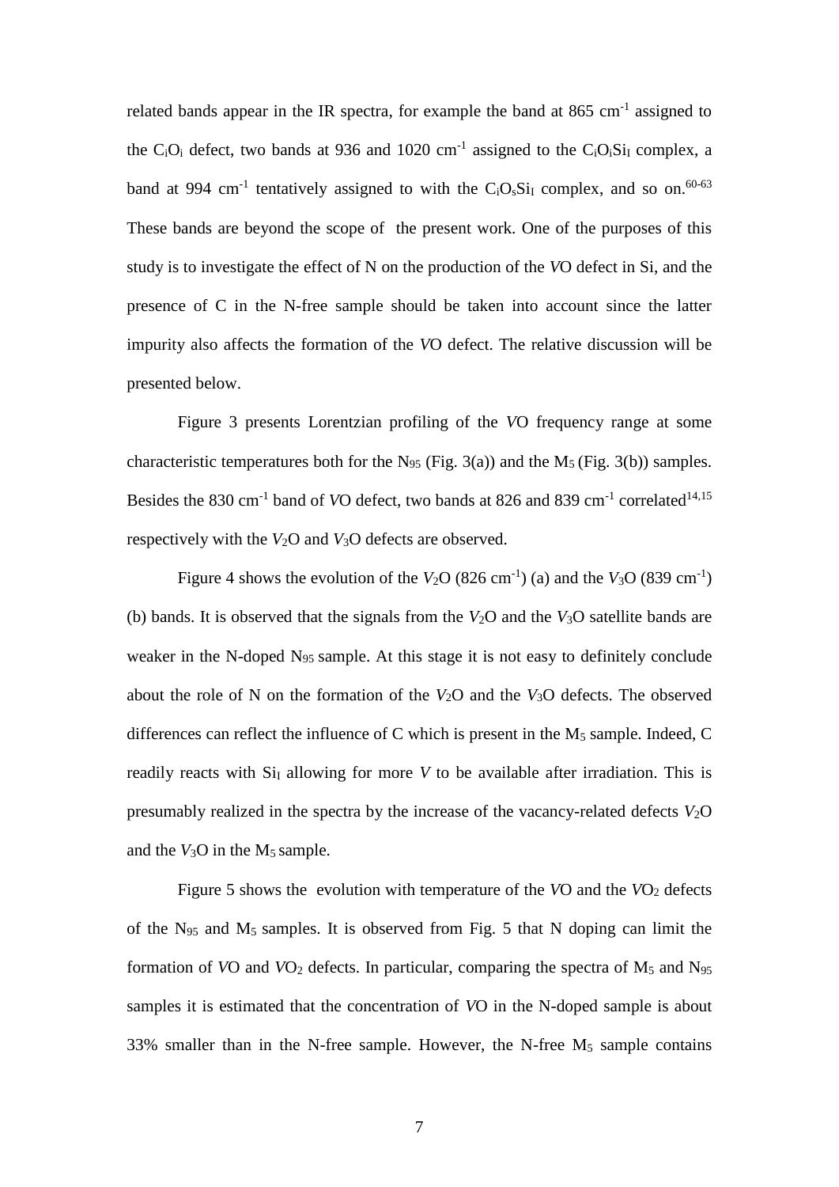related bands appear in the IR spectra, for example the band at 865 $cm^{-1}$ assigned to the $C_iO_i$ defect, two bands at 936 and 1020 $cm^{-1}$ assigned to the $C_iO_iSi_I$ complex, a band at 994 $cm^{-1}$ tentatively assigned to with the $C_iO_sSi_I$ complex, and so on.[60-63] These bands are beyond the scope of the present work. One of the purposes of this study is to investigate the effect of N on the production of the *V*O defect in Si, and the presence of C in the N-free sample should be taken into account since the latter impurity also affects the formation of the *V*O defect. The relative discussion will be presented below.

Figure 3 presents Lorentzian profiling of the *V*O frequency range at some characteristic temperatures both for the $N_{95}$ (Fig. 3(a)) and the $M_5$ (Fig. 3(b)) samples. Besides the 830 $cm^{-1}$ band of *V*O defect, two bands at 826 and 839 $cm^{-1}$ correlated[14,15] respectively with the $V_2O$ and $V_3O$ defects are observed.

Figure 4 shows the evolution of the $V_2O$ (826 $cm^{-1}$) (a) and the $V_3O$ (839 $cm^{-1}$) (b) bands. It is observed that the signals from the $V_2O$ and the $V_3O$ satellite bands are weaker in the N-doped $N_{95}$ sample. At this stage it is not easy to definitely conclude about the role of N on the formation of the $V_2O$ and the $V_3O$ defects. The observed differences can reflect the influence of C which is present in the $M_5$ sample. Indeed, C readily reacts with $Si_I$ allowing for more *V* to be available after irradiation. This is presumably realized in the spectra by the increase of the vacancy-related defects $V_2O$ and the $V_3O$ in the $M_5$ sample.

Figure 5 shows the evolution with temperature of the *V*O and the $VO_2$ defects of the $N_{95}$ and $M_5$ samples. It is observed from Fig. 5 that N doping can limit the formation of *V*O and $VO_2$ defects. In particular, comparing the spectra of $M_5$ and $N_{95}$ samples it is estimated that the concentration of *V*O in the N-doped sample is about 33% smaller than in the N-free sample. However, the N-free $M_5$ sample contains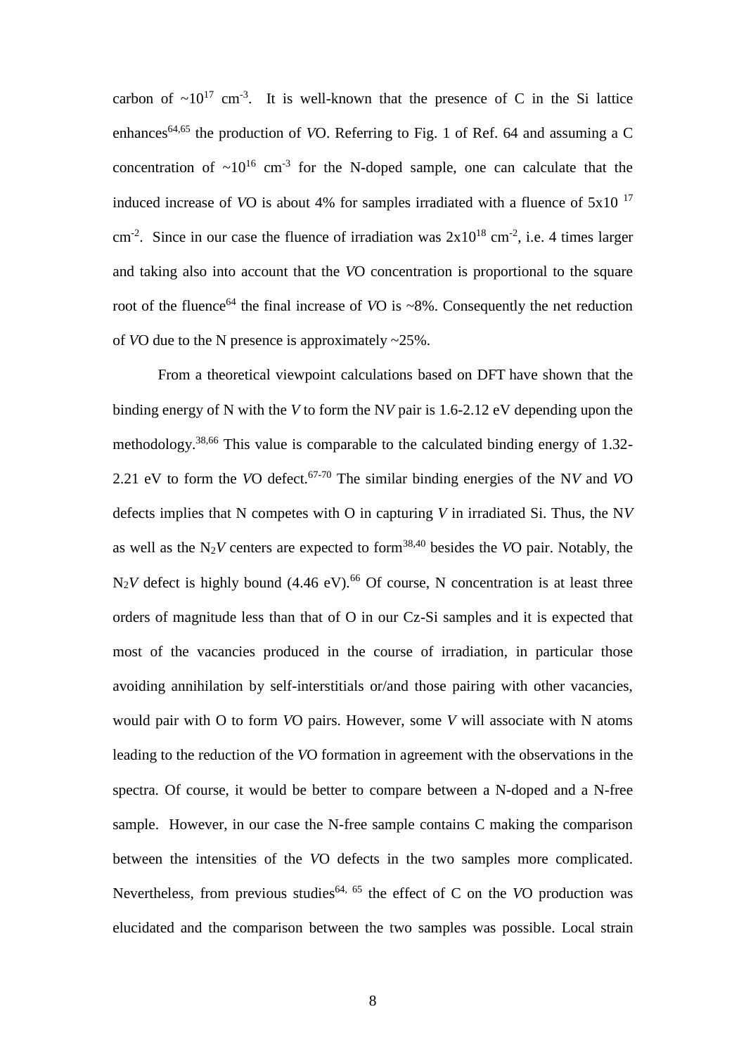carbon of ~$10^{17}$ $cm^{-3}$. It is well-known that the presence of C in the Si lattice enhances[64,65] the production of *V*O. Referring to Fig. 1 of Ref. 64 and assuming a C concentration of ~$10^{16}$ $cm^{-3}$ for the N-doped sample, one can calculate that the induced increase of *V*O is about 4% for samples irradiated with a fluence of $5x10^{17}$ $cm^{-2}$. Since in our case the fluence of irradiation was $2x10^{18}$ $cm^{-2}$, i.e. 4 times larger and taking also into account that the *V*O concentration is proportional to the square root of the fluence[64] the final increase of *V*O is ~8%. Consequently the net reduction of *V*O due to the N presence is approximately ~25%.

From a theoretical viewpoint calculations based on DFT have shown that the binding energy of N with the *V* to form the N*V* pair is 1.6-2.12 eV depending upon the methodology.[38,66] This value is comparable to the calculated binding energy of 1.32-2.21 eV to form the *V*O defect.[67-70] The similar binding energies of the N*V* and *V*O defects implies that N competes with O in capturing *V* in irradiated Si. Thus, the N*V* as well as the $N_2V$ centers are expected to form[38,40] besides the *V*O pair. Notably, the $N_2V$ defect is highly bound (4.46 eV).[66] Of course, N concentration is at least three orders of magnitude less than that of O in our Cz-Si samples and it is expected that most of the vacancies produced in the course of irradiation, in particular those avoiding annihilation by self-interstitials or/and those pairing with other vacancies, would pair with O to form *V*O pairs. However, some *V* will associate with N atoms leading to the reduction of the *V*O formation in agreement with the observations in the spectra. Of course, it would be better to compare between a N-doped and a N-free sample. However, in our case the N-free sample contains C making the comparison between the intensities of the *V*O defects in the two samples more complicated. Nevertheless, from previous studies[64, 65] the effect of C on the *V*O production was elucidated and the comparison between the two samples was possible. Local strain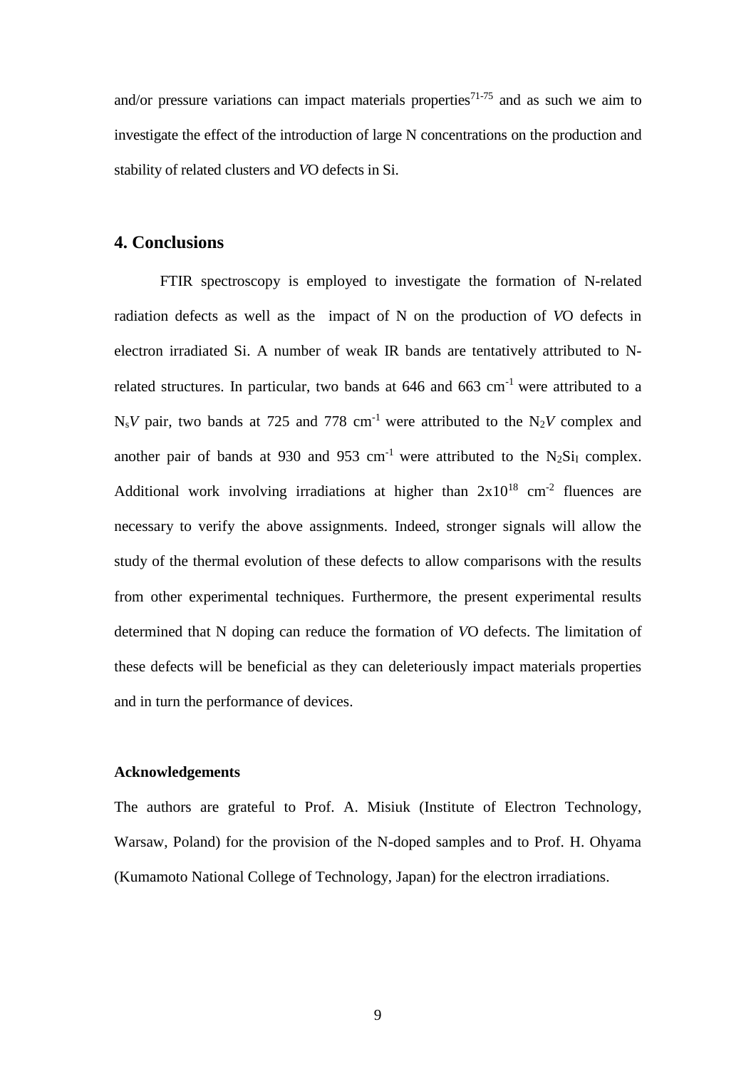and/or pressure variations can impact materials properties[71-75] and as such we aim to investigate the effect of the introduction of large N concentrations on the production and stability of related clusters and *V*O defects in Si.

## 4. Conclusions

FTIR spectroscopy is employed to investigate the formation of N-related radiation defects as well as the impact of N on the production of *V*O defects in electron irradiated Si. A number of weak IR bands are tentatively attributed to N-related structures. In particular, two bands at 646 and 663 $cm^{-1}$ were attributed to a $N_sV$ pair, two bands at 725 and 778 $cm^{-1}$ were attributed to the $N_2V$ complex and another pair of bands at 930 and 953 $cm^{-1}$ were attributed to the $N_2Si_I$ complex. Additional work involving irradiations at higher than $2x10^{18}$ $cm^{-2}$ fluences are necessary to verify the above assignments. Indeed, stronger signals will allow the study of the thermal evolution of these defects to allow comparisons with the results from other experimental techniques. Furthermore, the present experimental results determined that N doping can reduce the formation of *V*O defects. The limitation of these defects will be beneficial as they can deleteriously impact materials properties and in turn the performance of devices.

#### Acknowledgements

The authors are grateful to Prof. A. Misiuk (Institute of Electron Technology, Warsaw, Poland) for the provision of the N-doped samples and to Prof. H. Ohyama (Kumamoto National College of Technology, Japan) for the electron irradiations.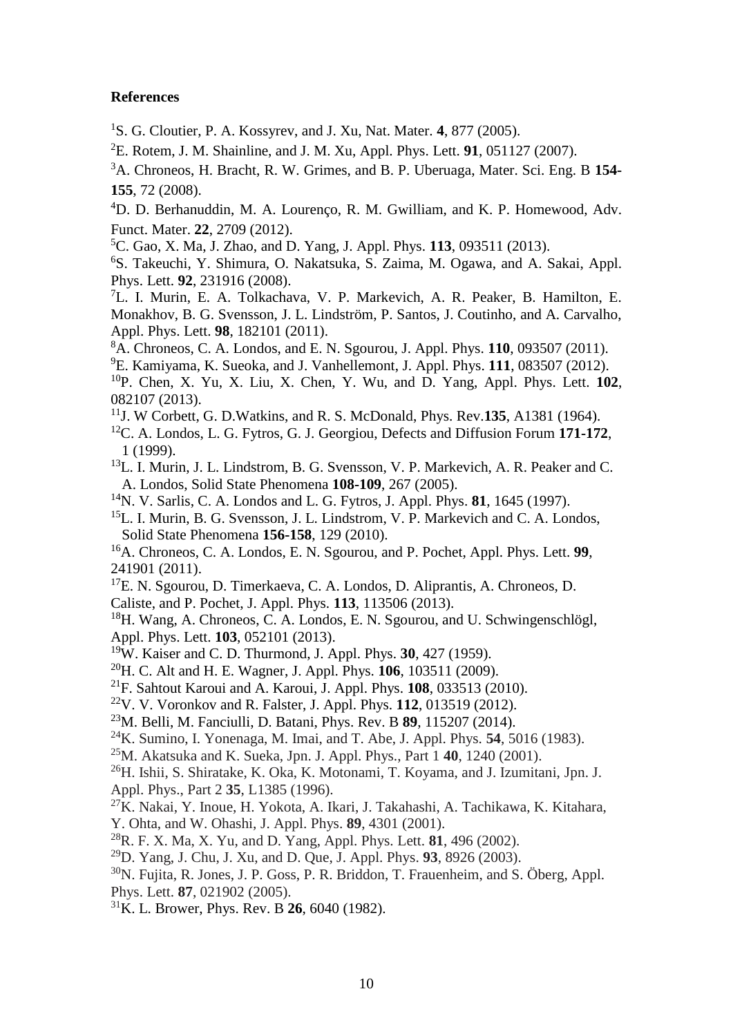**References**

[1]S. G. Cloutier, P. A. Kossyrev, and J. Xu, Nat. Mater. **4**, 877 (2005).

[2]E. Rotem, J. M. Shainline, and J. M. Xu, Appl. Phys. Lett. **91**, 051127 (2007).

[3]A. Chroneos, H. Bracht, R. W. Grimes, and B. P. Uberuaga, Mater. Sci. Eng. B **154-155**, 72 (2008).

[4]D. D. Berhanuddin, M. A. Lourenço, R. M. Gwilliam, and K. P. Homewood, Adv. Funct. Mater. **22**, 2709 (2012).

[5]C. Gao, X. Ma, J. Zhao, and D. Yang, J. Appl. Phys. **113**, 093511 (2013).

[6]S. Takeuchi, Y. Shimura, O. Nakatsuka, S. Zaima, M. Ogawa, and A. Sakai, Appl. Phys. Lett. **92**, 231916 (2008).

[7]L. I. Murin, E. A. Tolkachava, V. P. Markevich, A. R. Peaker, B. Hamilton, E. Monakhov, B. G. Svensson, J. L. Lindström, P. Santos, J. Coutinho, and A. Carvalho, Appl. Phys. Lett. **98**, 182101 (2011).

[8]A. Chroneos, C. A. Londos, and E. N. Sgourou, J. Appl. Phys. **110**, 093507 (2011).

[9]E. Kamiyama, K. Sueoka, and J. Vanhellemont, J. Appl. Phys. **111**, 083507 (2012).

[10]P. Chen, X. Yu, X. Liu, X. Chen, Y. Wu, and D. Yang, Appl. Phys. Lett. **102**, 082107 (2013).

[11]J. W Corbett, G. D.Watkins, and R. S. McDonald, Phys. Rev.**135**, A1381 (1964).

[12]C. A. Londos, L. G. Fytros, G. J. Georgiou, Defects and Diffusion Forum **171-172**, 1 (1999).

[13]L. I. Murin, J. L. Lindstrom, B. G. Svensson, V. P. Markevich, A. R. Peaker and C. A. Londos, Solid State Phenomena **108-109**, 267 (2005).

[14]N. V. Sarlis, C. A. Londos and L. G. Fytros, J. Appl. Phys. **81**, 1645 (1997).

[15]L. I. Murin, B. G. Svensson, J. L. Lindstrom, V. P. Markevich and C. A. Londos, Solid State Phenomena **156-158**, 129 (2010).

[16]A. Chroneos, C. A. Londos, E. N. Sgourou, and P. Pochet, Appl. Phys. Lett. **99**, 241901 (2011).

[17]E. N. Sgourou, D. Timerkaeva, C. A. Londos, D. Aliprantis, A. Chroneos, D. Caliste, and P. Pochet, J. Appl. Phys. **113**, 113506 (2013).

[18]H. Wang, A. Chroneos, C. A. Londos, E. N. Sgourou, and U. Schwingenschlögl, Appl. Phys. Lett. **103**, 052101 (2013).

[19]W. Kaiser and C. D. Thurmond, J. Appl. Phys. **30**, 427 (1959).

[20]H. C. Alt and H. E. Wagner, J. Appl. Phys. **106**, 103511 (2009).

[21]F. Sahtout Karoui and A. Karoui, J. Appl. Phys. **108**, 033513 (2010).

[22]V. V. Voronkov and R. Falster, J. Appl. Phys. **112**, 013519 (2012).

[23]M. Belli, M. Fanciulli, D. Batani, Phys. Rev. B **89**, 115207 (2014).

[24]K. Sumino, I. Yonenaga, M. Imai, and T. Abe, J. Appl. Phys. **54**, 5016 (1983).

[25]M. Akatsuka and K. Sueka, Jpn. J. Appl. Phys., Part 1 **40**, 1240 (2001).

[26]H. Ishii, S. Shiratake, K. Oka, K. Motonami, T. Koyama, and J. Izumitani, Jpn. J. Appl. Phys., Part 2 **35**, L1385 (1996).

[27]K. Nakai, Y. Inoue, H. Yokota, A. Ikari, J. Takahashi, A. Tachikawa, K. Kitahara, Y. Ohta, and W. Ohashi, J. Appl. Phys. **89**, 4301 (2001).

[28]R. F. X. Ma, X. Yu, and D. Yang, Appl. Phys. Lett. **81**, 496 (2002).

[29]D. Yang, J. Chu, J. Xu, and D. Que, J. Appl. Phys. **93**, 8926 (2003).

[30]N. Fujita, R. Jones, J. P. Goss, P. R. Briddon, T. Frauenheim, and S. Öberg, Appl. Phys. Lett. **87**, 021902 (2005).

[31]K. L. Brower, Phys. Rev. B **26**, 6040 (1982).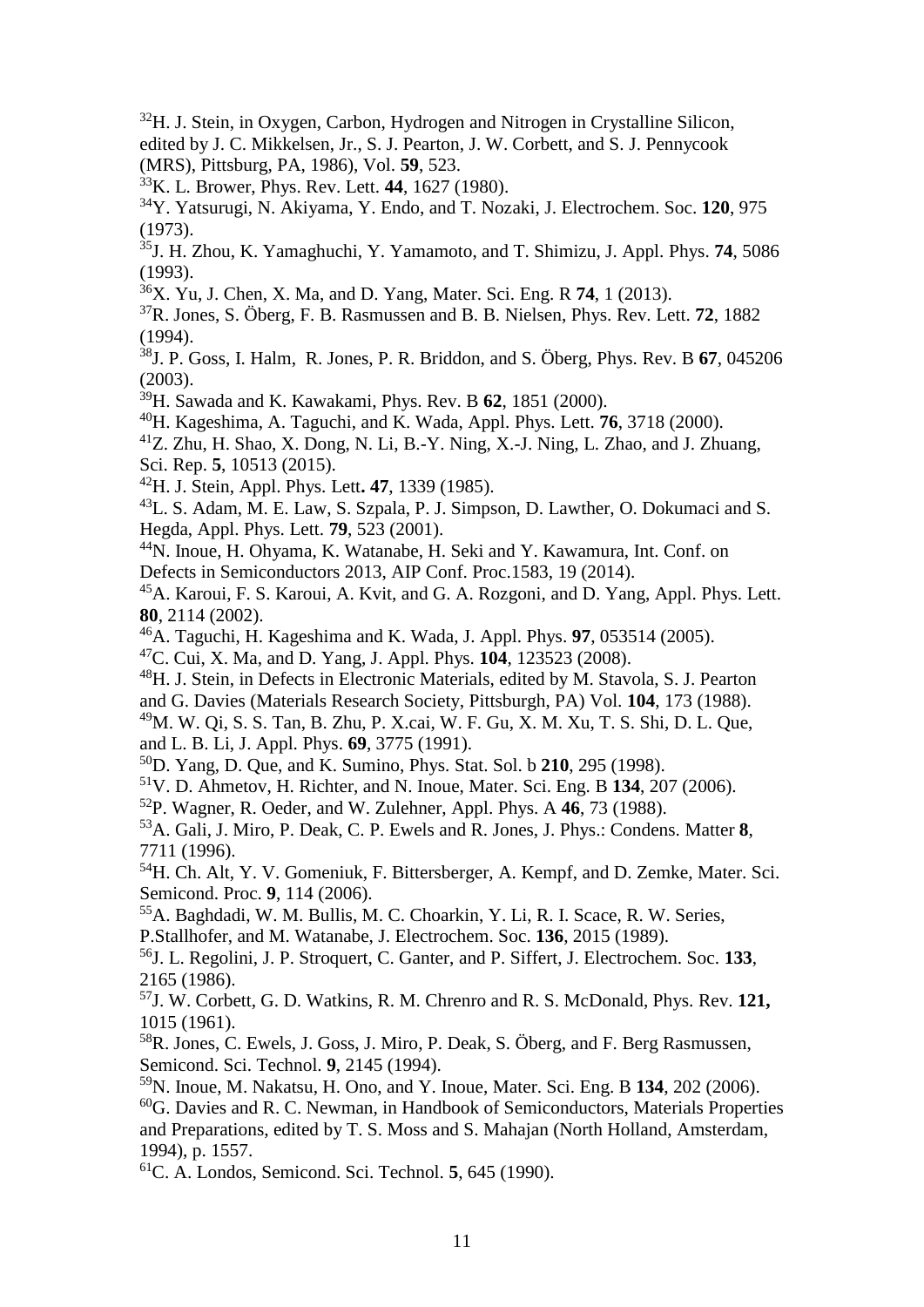[32]H. J. Stein, in Oxygen, Carbon, Hydrogen and Nitrogen in Crystalline Silicon, edited by J. C. Mikkelsen, Jr., S. J. Pearton, J. W. Corbett, and S. J. Pennycook (MRS), Pittsburg, PA, 1986), Vol. **59**, 523.
[33]K. L. Brower, Phys. Rev. Lett. **44**, 1627 (1980).
[34]Y. Yatsurugi, N. Akiyama, Y. Endo, and T. Nozaki, J. Electrochem. Soc. **120**, 975 (1973).
[35]J. H. Zhou, K. Yamaghuchi, Y. Yamamoto, and T. Shimizu, J. Appl. Phys. **74**, 5086 (1993).
[36]X. Yu, J. Chen, X. Ma, and D. Yang, Mater. Sci. Eng. R **74**, 1 (2013).
[37]R. Jones, S. Öberg, F. B. Rasmussen and B. B. Nielsen, Phys. Rev. Lett. **72**, 1882 (1994).
[38]J. P. Goss, I. Halm, R. Jones, P. R. Briddon, and S. Öberg, Phys. Rev. B **67**, 045206 (2003).
[39]H. Sawada and K. Kawakami, Phys. Rev. B **62**, 1851 (2000).
[40]H. Kageshima, A. Taguchi, and K. Wada, Appl. Phys. Lett. **76**, 3718 (2000).
[41]Z. Zhu, H. Shao, X. Dong, N. Li, B.-Y. Ning, X.-J. Ning, L. Zhao, and J. Zhuang, Sci. Rep. **5**, 10513 (2015).
[42]H. J. Stein, Appl. Phys. Lett**. 47**, 1339 (1985).
[43]L. S. Adam, M. E. Law, S. Szpala, P. J. Simpson, D. Lawther, O. Dokumaci and S. Hegda, Appl. Phys. Lett. **79**, 523 (2001).
[44]N. Inoue, H. Ohyama, K. Watanabe, H. Seki and Y. Kawamura, Int. Conf. on Defects in Semiconductors 2013, AIP Conf. Proc.1583, 19 (2014).
[45]A. Karoui, F. S. Karoui, A. Kvit, and G. A. Rozgoni, and D. Yang, Appl. Phys. Lett. **80**, 2114 (2002).
[46]A. Taguchi, H. Kageshima and K. Wada, J. Appl. Phys. **97**, 053514 (2005).
[47]C. Cui, X. Ma, and D. Yang, J. Appl. Phys. **104**, 123523 (2008).
[48]H. J. Stein, in Defects in Electronic Materials, edited by M. Stavola, S. J. Pearton and G. Davies (Materials Research Society, Pittsburgh, PA) Vol. **104**, 173 (1988).
[49]M. W. Qi, S. S. Tan, B. Zhu, P. X.cai, W. F. Gu, X. M. Xu, T. S. Shi, D. L. Que, and L. B. Li, J. Appl. Phys. **69**, 3775 (1991).
[50]D. Yang, D. Que, and K. Sumino, Phys. Stat. Sol. b **210**, 295 (1998).
[51]V. D. Ahmetov, H. Richter, and N. Inoue, Mater. Sci. Eng. B **134**, 207 (2006).
[52]P. Wagner, R. Oeder, and W. Zulehner, Appl. Phys. A **46**, 73 (1988).
[53]A. Gali, J. Miro, P. Deak, C. P. Ewels and R. Jones, J. Phys.: Condens. Matter **8**, 7711 (1996).
[54]H. Ch. Alt, Y. V. Gomeniuk, F. Bittersberger, A. Kempf, and D. Zemke, Mater. Sci. Semicond. Proc. **9**, 114 (2006).
[55]A. Baghdadi, W. M. Bullis, M. C. Choarkin, Y. Li, R. I. Scace, R. W. Series, P.Stallhofer, and M. Watanabe, J. Electrochem. Soc. **136**, 2015 (1989).
[56]J. L. Regolini, J. P. Stroquert, C. Ganter, and P. Siffert, J. Electrochem. Soc. **133**, 2165 (1986).
[57]J. W. Corbett, G. D. Watkins, R. M. Chrenro and R. S. McDonald, Phys. Rev. **121,** 1015 (1961).
[58]R. Jones, C. Ewels, J. Goss, J. Miro, P. Deak, S. Öberg, and F. Berg Rasmussen, Semicond. Sci. Technol. **9**, 2145 (1994).
[59]N. Inoue, M. Nakatsu, H. Ono, and Y. Inoue, Mater. Sci. Eng. B **134**, 202 (2006).
[60]G. Davies and R. C. Newman, in Handbook of Semiconductors, Materials Properties and Preparations, edited by T. S. Moss and S. Mahajan (North Holland, Amsterdam, 1994), p. 1557.
[61]C. A. Londos, Semicond. Sci. Technol. **5**, 645 (1990).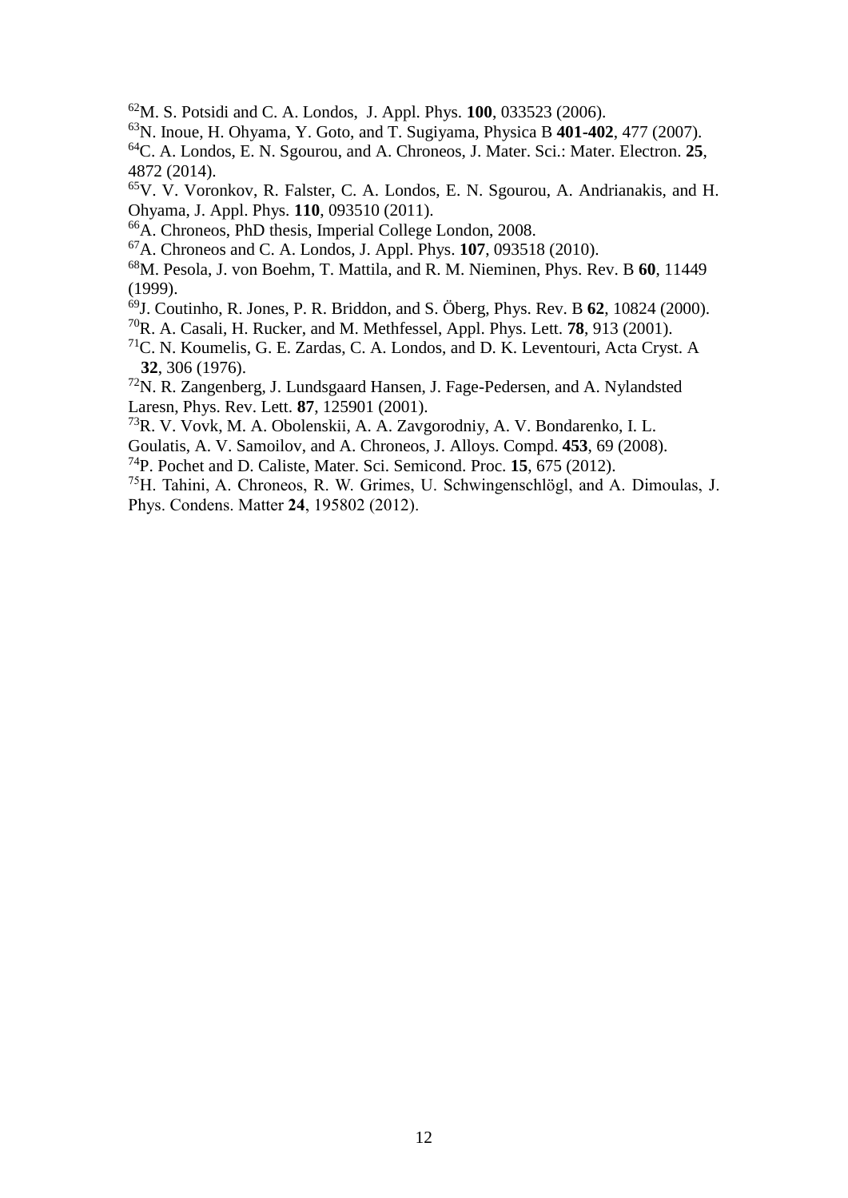[62]M. S. Potsidi and C. A. Londos, J. Appl. Phys. **100**, 033523 (2006).
[63]N. Inoue, H. Ohyama, Y. Goto, and T. Sugiyama, Physica B **401-402**, 477 (2007).
[64]C. A. Londos, E. N. Sgourou, and A. Chroneos, J. Mater. Sci.: Mater. Electron. **25**, 4872 (2014).
[65]V. V. Voronkov, R. Falster, C. A. Londos, E. N. Sgourou, A. Andrianakis, and H. Ohyama, J. Appl. Phys. **110**, 093510 (2011).
[66]A. Chroneos, PhD thesis, Imperial College London, 2008.
[67]A. Chroneos and C. A. Londos, J. Appl. Phys. **107**, 093518 (2010).
[68]M. Pesola, J. von Boehm, T. Mattila, and R. M. Nieminen, Phys. Rev. B **60**, 11449 (1999).
[69]J. Coutinho, R. Jones, P. R. Briddon, and S. Öberg, Phys. Rev. B **62**, 10824 (2000).
[70]R. A. Casali, H. Rucker, and M. Methfessel, Appl. Phys. Lett. **78**, 913 (2001).
[71]C. N. Koumelis, G. E. Zardas, C. A. Londos, and D. K. Leventouri, Acta Cryst. A **32**, 306 (1976).
[72]N. R. Zangenberg, J. Lundsgaard Hansen, J. Fage-Pedersen, and A. Nylandsted Laresn, Phys. Rev. Lett. **87**, 125901 (2001).
[73]R. V. Vovk, M. A. Obolenskii, A. A. Zavgorodniy, A. V. Bondarenko, I. L. Goulatis, A. V. Samoilov, and A. Chroneos, J. Alloys. Compd. **453**, 69 (2008).
[74]P. Pochet and D. Caliste, Mater. Sci. Semicond. Proc. **15**, 675 (2012).
[75]H. Tahini, A. Chroneos, R. W. Grimes, U. Schwingenschlögl, and A. Dimoulas, J. Phys. Condens. Matter **24**, 195802 (2012).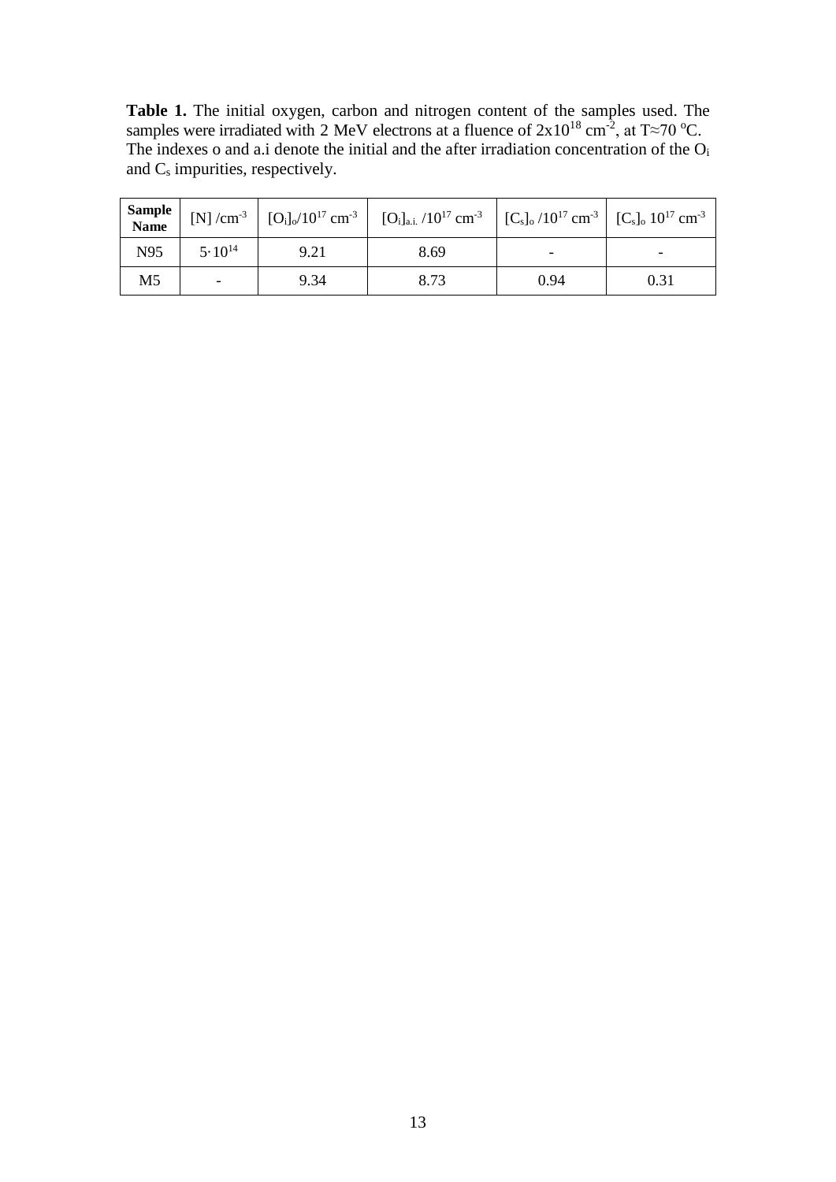**Table 1.** The initial oxygen, carbon and nitrogen content of the samples used. The samples were irradiated with 2 MeV electrons at a fluence of $2x10^{18}$ $cm^{-2}$, at T≈70 $^{o}$C. The indexes o and a.i denote the initial and the after irradiation concentration of the $O_i$ and $C_s$ impurities, respectively.

| **Sample Name** | [N] /$cm^{-3}$ | $[O_i]_o/10^{17}$ $cm^{-3}$ | $[O_i]_{a.i.}$ /$10^{17}$ $cm^{-3}$ | $[C_s]_o$ /$10^{17}$ $cm^{-3}$ | $[C_s]_o$ $10^{17}$ $cm^{-3}$ |
|---|---|---|---|---|---|
| N95 | $5 \cdot 10^{14}$ | 9.21 | 8.69 | - | - |
| M5 | - | 9.34 | 8.73 | 0.94 | 0.31 |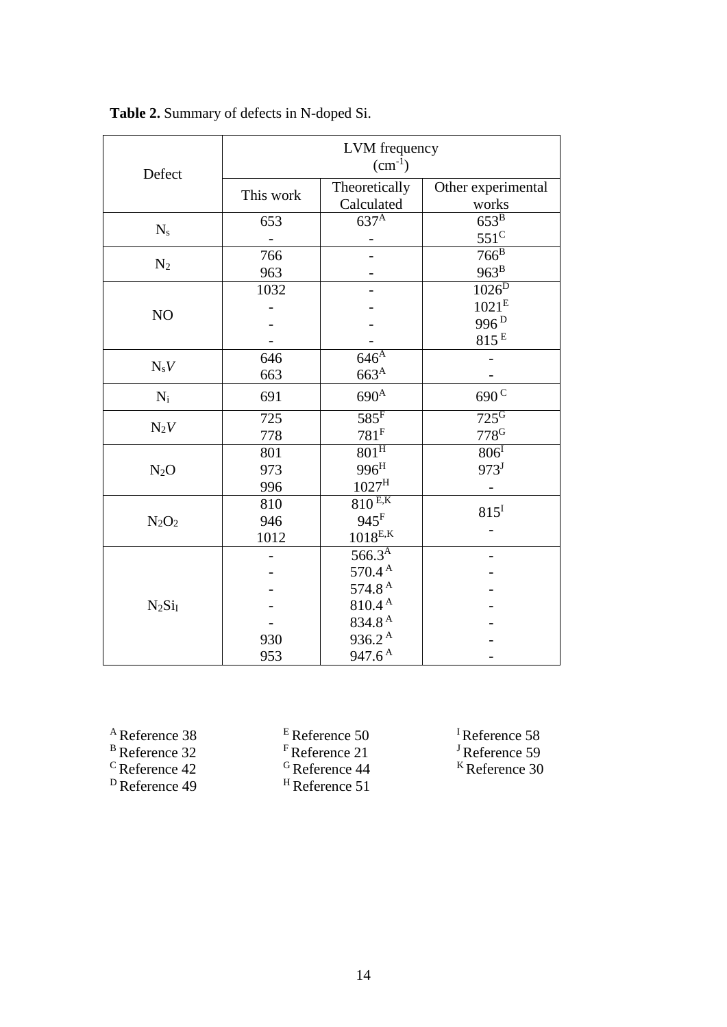**Table 2.** Summary of defects in N-doped Si.

| Defect | LVM frequency ($cm^{-1}$) | | |
|---|---|---|---|
| | This work | Theoretically Calculated | Other experimental works |
| $N_s$ | 653 | 637[A] | 653[B] |
| | - | - | 551[C] |
| $N_2$ | 766 | - | 766[B] |
| | 963 | - | 963[B] |
| NO | 1032 | - | 1026[D] |
| | - | - | 1021[E] |
| | - | - | 996[D] |
| | - | - | 815[E] |
| $N_sV$ | 646 | 646[A] | - |
| | 663 | 663[A] | - |
| $N_i$ | 691 | 690[A] | 690[C] |
| $N_2V$ | 725 | 585[F] | 725[G] |
| | 778 | 781[F] | 778[G] |
| $N_2O$ | 801 | 801[H] | 806[I] |
| | 973 | 996[H] | 973[J] |
| | 996 | 1027[H] | - |
| $N_2O_2$ | 810 | 810[E,K] | 815[I] |
| | 946 | 945[F] | - |
| | 1012 | 1018[E,K] | |
| $N_2Si_I$ | - | 566.3[A] | - |
| | - | 570.4[A] | - |
| | - | 574.8[A] | - |
| | - | 810.4[A] | - |
| | - | 834.8[A] | - |
| | 930 | 936.2[A] | - |
| | 953 | 947.6[A] | - |

[A] Reference 38
[B] Reference 32
[C] Reference 42
[D] Reference 49
[E] Reference 50
[F] Reference 21
[G] Reference 44
[H] Reference 51
[I] Reference 58
[J] Reference 59
[K] Reference 30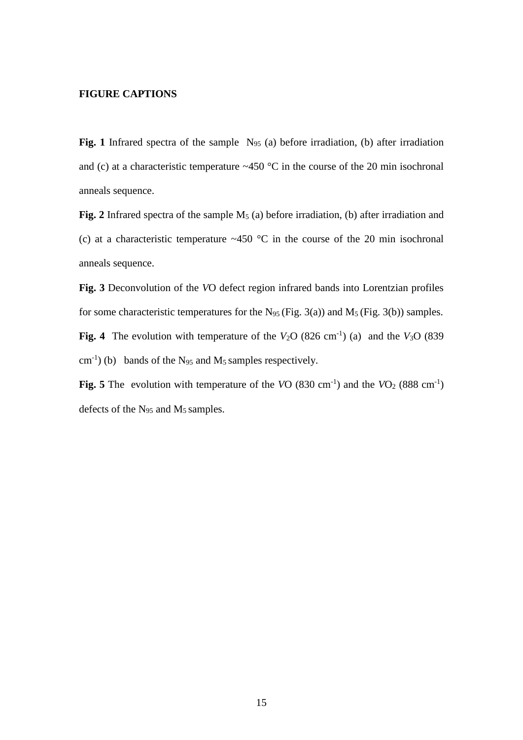**FIGURE CAPTIONS**

**Fig. 1** Infrared spectra of the sample $N_{95}$ (a) before irradiation, (b) after irradiation and (c) at a characteristic temperature ~450 °C in the course of the 20 min isochronal anneals sequence.

**Fig. 2** Infrared spectra of the sample $M_5$ (a) before irradiation, (b) after irradiation and (c) at a characteristic temperature ~450 °C in the course of the 20 min isochronal anneals sequence.

**Fig. 3** Deconvolution of the *V*O defect region infrared bands into Lorentzian profiles for some characteristic temperatures for the $N_{95}$ (Fig. 3(a)) and $M_5$ (Fig. 3(b)) samples.

**Fig. 4** The evolution with temperature of the $V_2O$ (826 $cm^{-1}$) (a) and the $V_3O$ (839 $cm^{-1}$) (b) bands of the $N_{95}$ and $M_5$ samples respectively.

**Fig. 5** The evolution with temperature of the *V*O (830 $cm^{-1}$) and the $VO_2$ (888 $cm^{-1}$) defects of the $N_{95}$ and $M_5$ samples.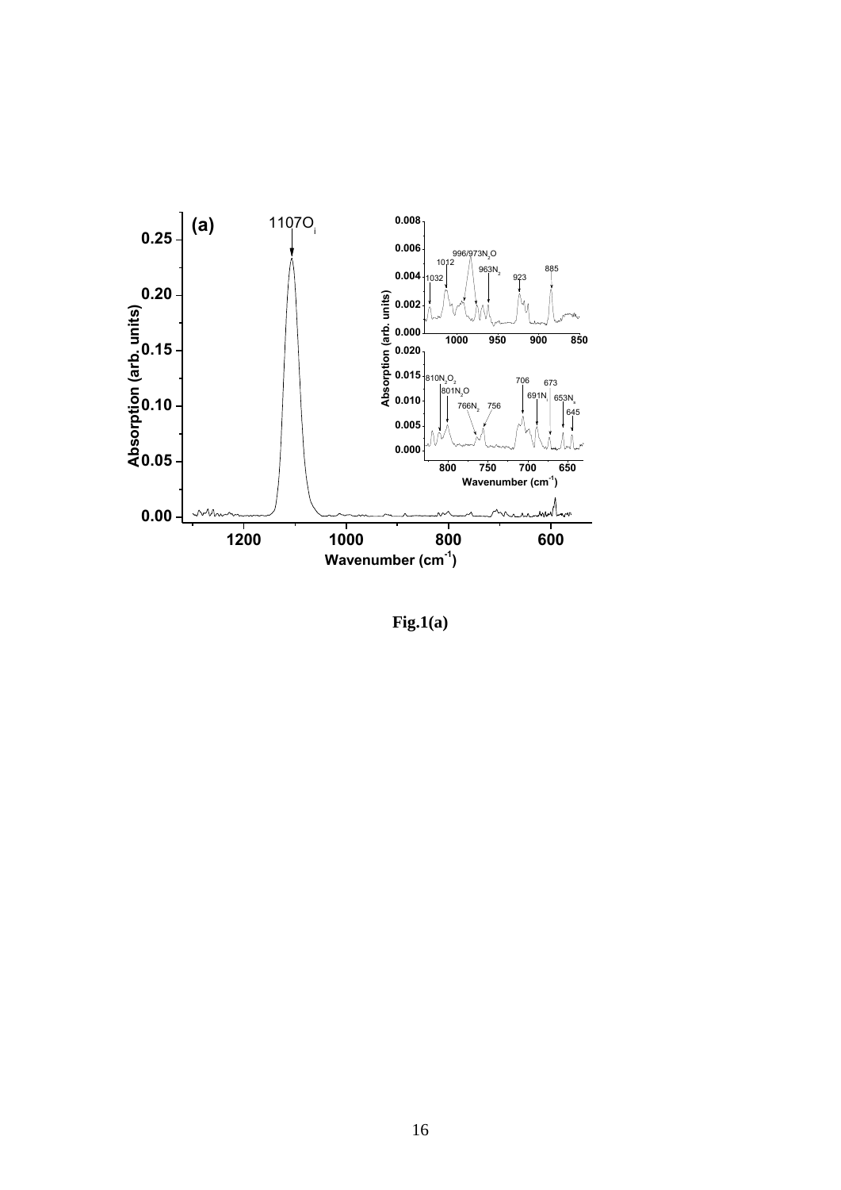**Fig.1(a)**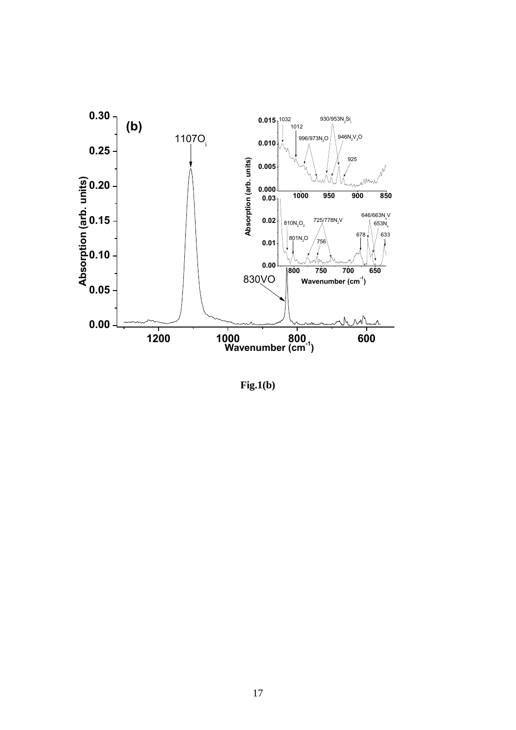Fig.1(b)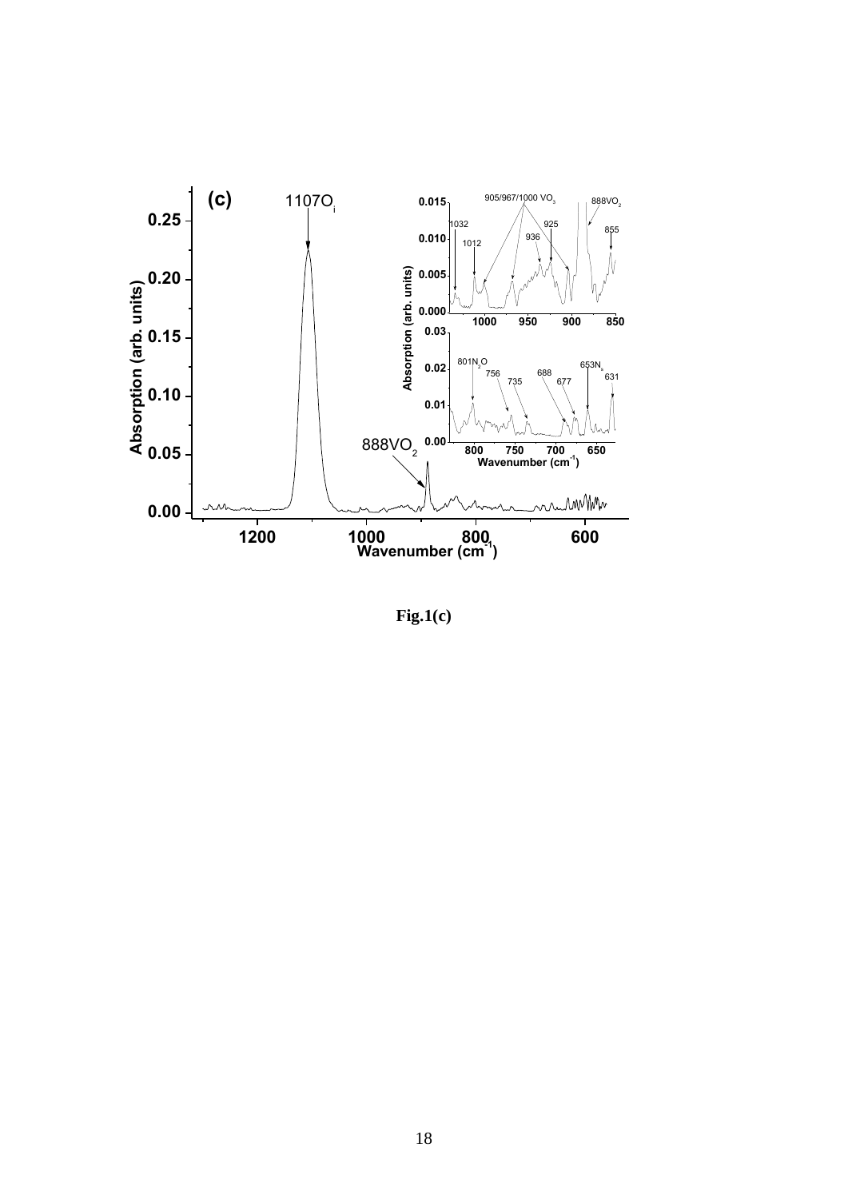**Fig.1(c)**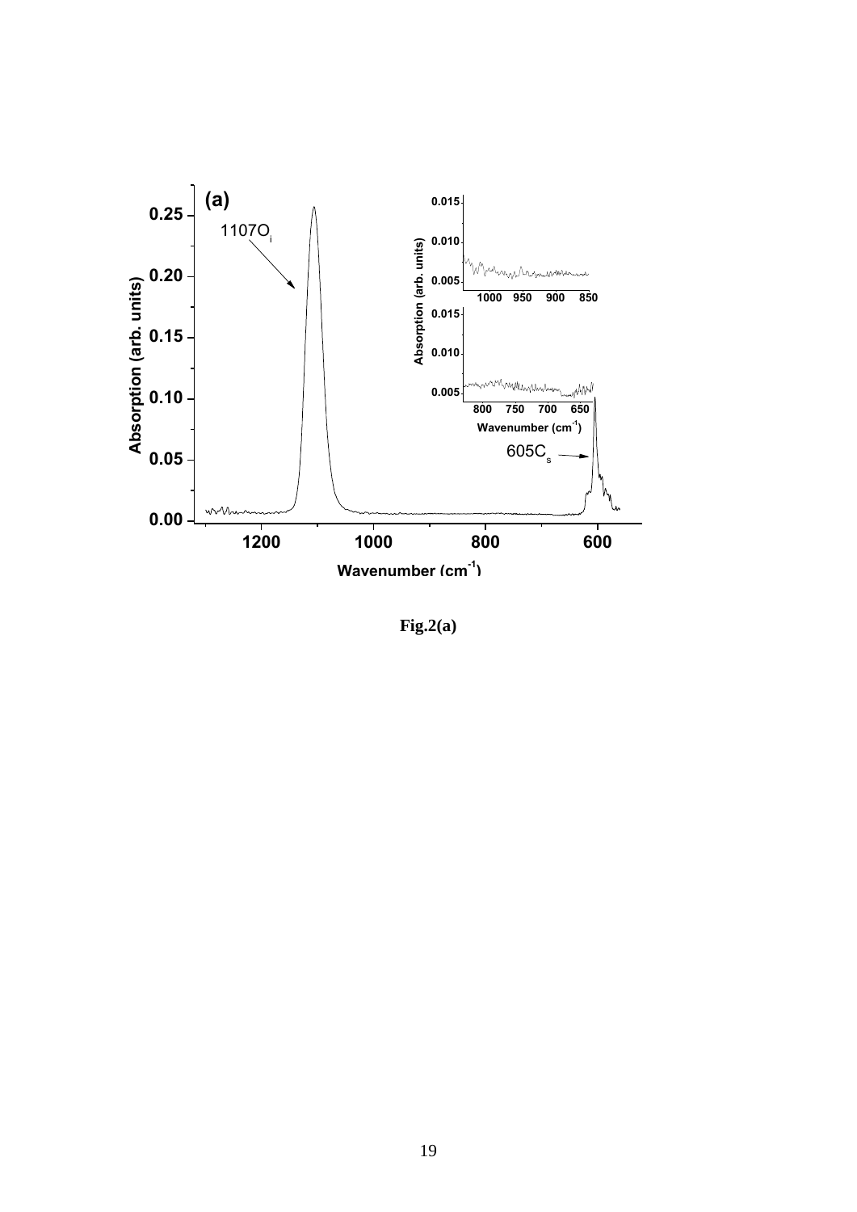Fig.2(a)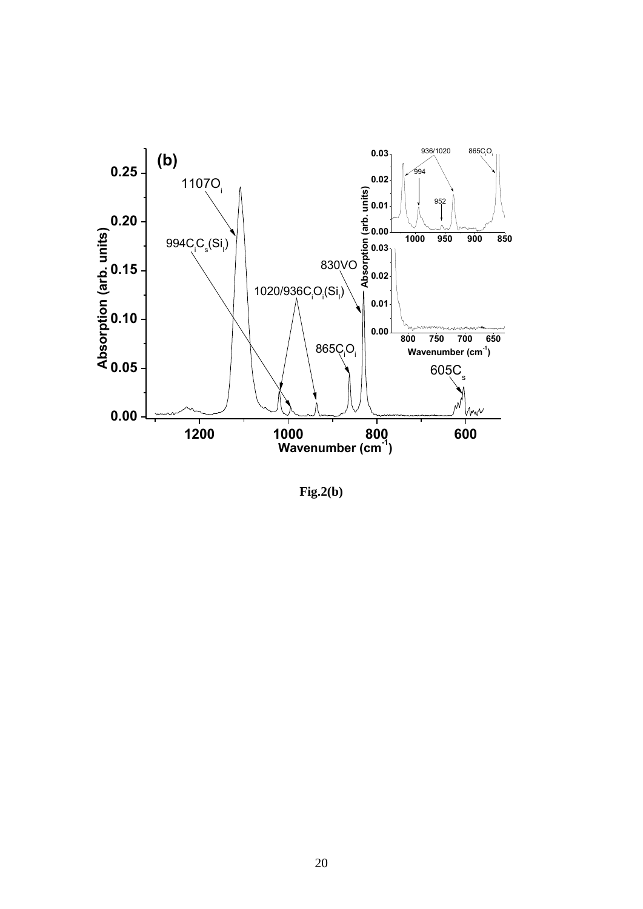**Fig.2(b)**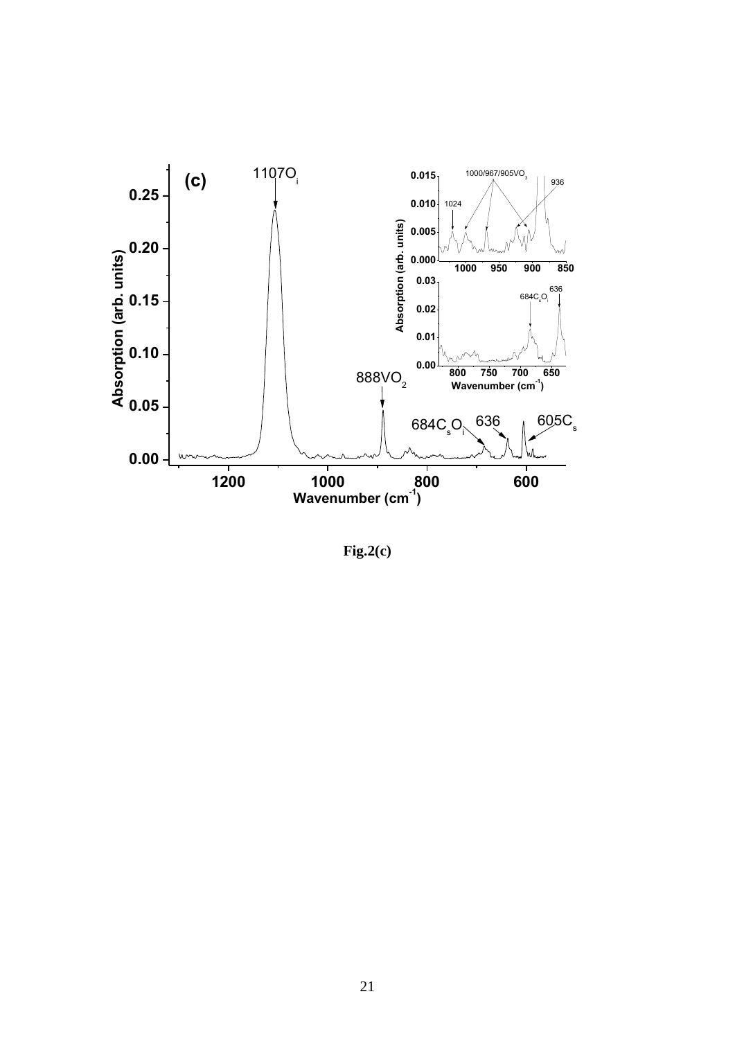Fig.2(c)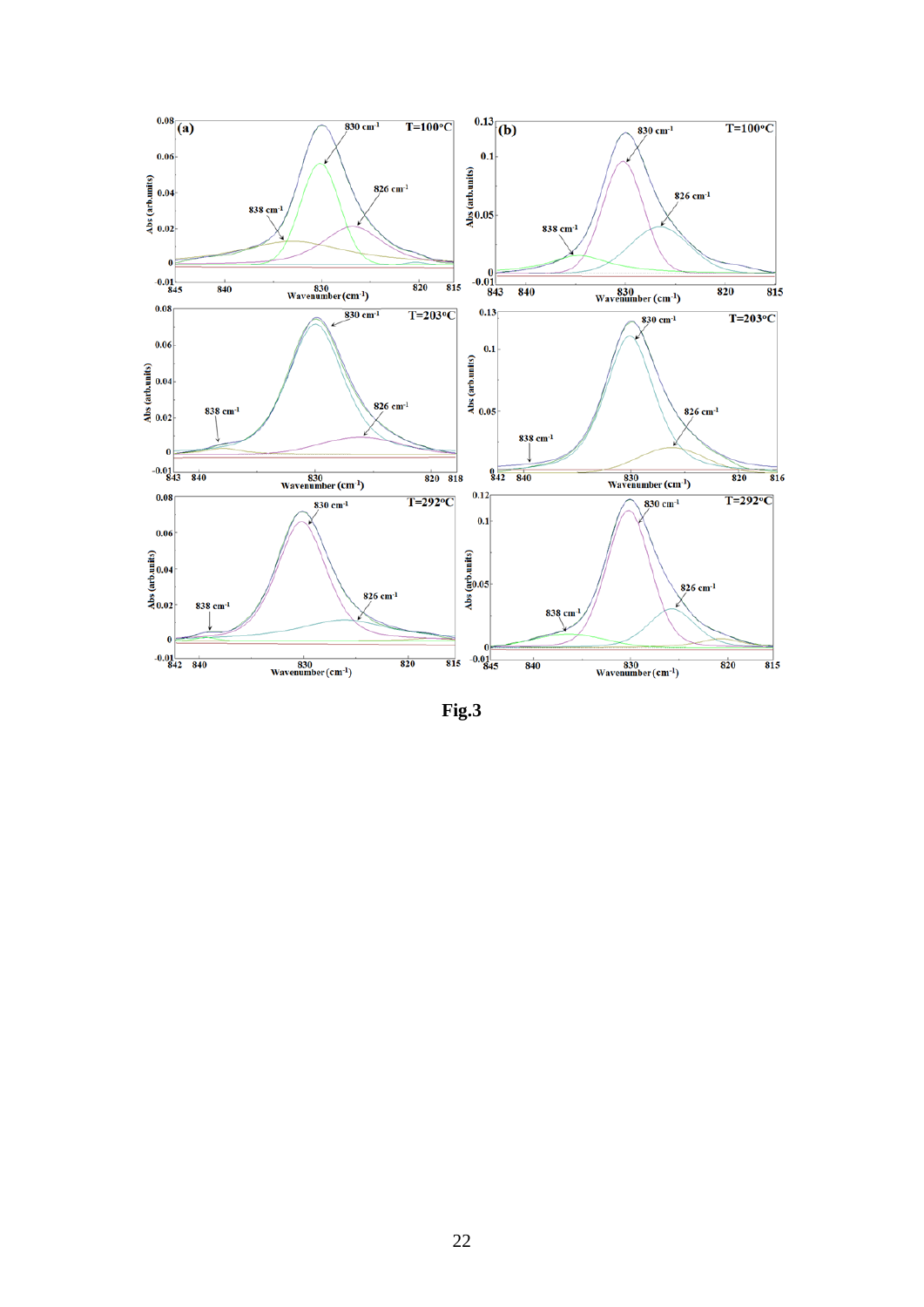**Fig.3**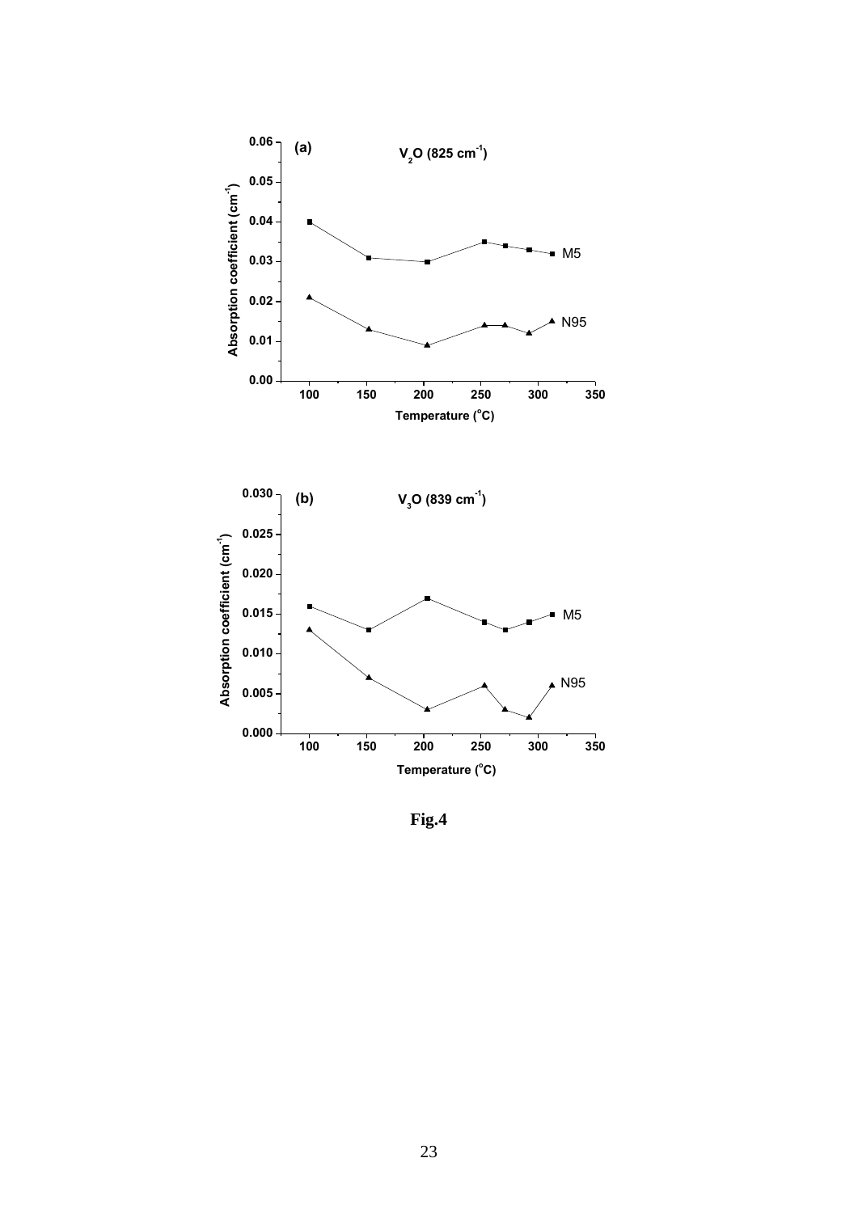**Fig.4**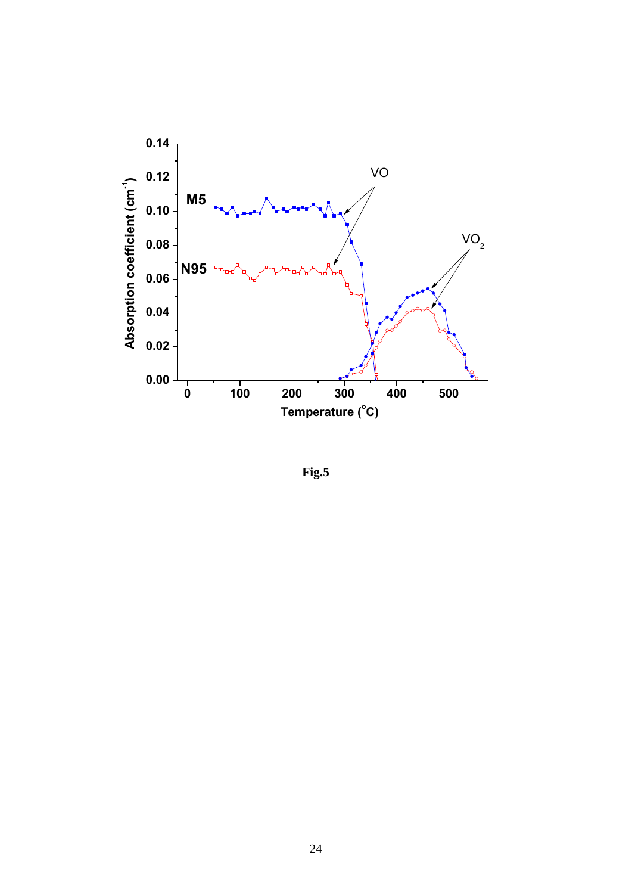Absorption coefficient ($cm^{-1}$)

0.14
0.12
0.10
0.08
0.06
0.04
0.02
0.00

M5

N95

VO

$VO_2$

0
100
200
300
400
500

Temperature ($^{o}C$)

**Fig.5**